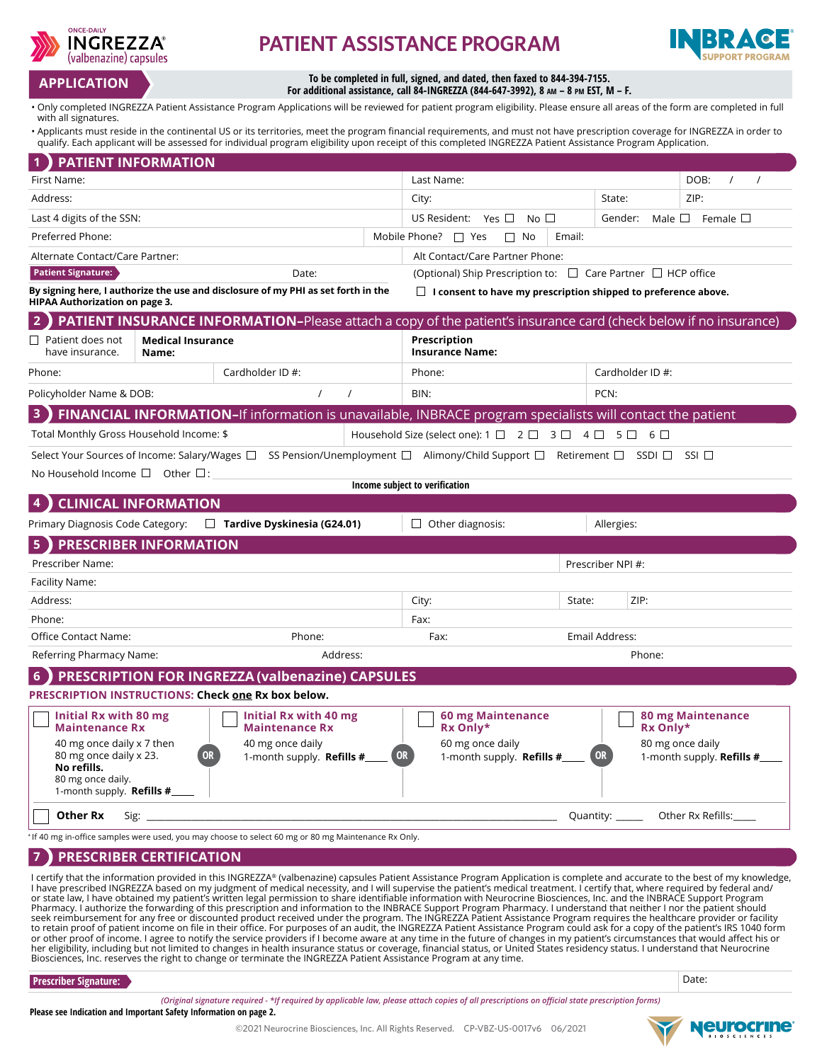ONCE-DAILY INGREZZA® (valbenazine) capsules

# PATIENT ASSISTANCE PROGRAM

INBRACE® SUPPORT PROGRAM

## APPLICATION

**To be completed in full, signed, and dated, then faxed to 844-394-7155.**
**For additional assistance, call 84-INGREZZA (844-647-3992), 8 AM – 8 PM EST, M – F.**

- Only completed INGREZZA Patient Assistance Program Applications will be reviewed for patient program eligibility. Please ensure all areas of the form are completed in full with all signatures.
- Applicants must reside in the continental US or its territories, meet the program financial requirements, and must not have prescription coverage for INGREZZA in order to qualify. Each applicant will be assessed for individual program eligibility upon receipt of this completed INGREZZA Patient Assistance Program Application.

## 1 PATIENT INFORMATION

| | | | |
|---|---|---|---|
| First Name: | Last Name: | | DOB: / / |
| Address: | City: | State: | ZIP: |
| Last 4 digits of the SSN: | US Resident: Yes ☐ No ☐ | Gender: Male ☐ Female ☐ | |
| Preferred Phone: | Mobile Phone? ☐ Yes ☐ No | Email: | |
| Alternate Contact/Care Partner: | Alt Contact/Care Partner Phone: | | |
| **Patient Signature:** Date: | (Optional) Ship Prescription to: ☐ Care Partner ☐ HCP office | | |
| **By signing here, I authorize the use and disclosure of my PHI as set forth in the HIPAA Authorization on page 3.** | ☐ **I consent to have my prescription shipped to preference above.** | | |

## 2 PATIENT INSURANCE INFORMATION–Please attach a copy of the patient's insurance card (check below if no insurance)

| | | | |
|---|---|---|---|
| ☐ Patient does not have insurance. | **Medical Insurance Name:** | **Prescription Insurance Name:** | |
| Phone: | Cardholder ID #: | Phone: | Cardholder ID #: |
| Policyholder Name & DOB: / / | | BIN: | PCN: |

## 3 FINANCIAL INFORMATION–If information is unavailable, INBRACE program specialists will contact the patient

Total Monthly Gross Household Income: $ | Household Size (select one): 1 ☐ 2 ☐ 3 ☐ 4 ☐ 5 ☐ 6 ☐

Select Your Sources of Income: Salary/Wages ☐ SS Pension/Unemployment ☐ Alimony/Child Support ☐ Retirement ☐ SSDI ☐ SSI ☐

No Household Income ☐ Other ☐: \_\_\_\_\_\_\_\_\_\_

**Income subject to verification**

## 4 CLINICAL INFORMATION

Primary Diagnosis Code Category: ☐ **Tardive Dyskinesia (G24.01)** | ☐ Other diagnosis: | Allergies:

## 5 PRESCRIBER INFORMATION

| | | | |
|---|---|---|---|
| Prescriber Name: | | Prescriber NPI #: | |
| Facility Name: | | | |
| Address: | City: | State: | ZIP: |
| Phone: | Fax: | | |
| Office Contact Name: Phone: | Fax: | Email Address: | |
| Referring Pharmacy Name: | Address: | Phone: | |

## 6 PRESCRIPTION FOR INGREZZA (valbenazine) CAPSULES

**PRESCRIPTION INSTRUCTIONS: Check one Rx box below.**

| ☐ **Initial Rx with 80 mg Maintenance Rx** | ☐ **Initial Rx with 40 mg Maintenance Rx** | ☐ **60 mg Maintenance Rx Only*** | ☐ **80 mg Maintenance Rx Only*** |
|---|---|---|---|
| 40 mg once daily x 7 then 80 mg once daily x 23. **No refills.** 80 mg once daily. 1-month supply. **Refills #\_\_\_\_** | OR 40 mg once daily 1-month supply. **Refills #\_\_\_\_** | OR 60 mg once daily 1-month supply. **Refills #\_\_\_\_** | OR 80 mg once daily 1-month supply. **Refills #\_\_\_\_** |

☐ **Other Rx** Sig: \_\_\_\_\_\_\_\_\_\_ Quantity: \_\_\_\_\_ Other Rx Refills:\_\_\_\_

*If 40 mg in-office samples were used, you may choose to select 60 mg or 80 mg Maintenance Rx Only.

## 7 PRESCRIBER CERTIFICATION

I certify that the information provided in this INGREZZA® (valbenazine) capsules Patient Assistance Program Application is complete and accurate to the best of my knowledge, I have prescribed INGREZZA based on my judgment of medical necessity, and I will supervise the patient's medical treatment. I certify that, where required by federal and/or state law, I have obtained my patient's written legal permission to share identifiable information with Neurocrine Biosciences, Inc. and the INBRACE Support Program Pharmacy. I authorize the forwarding of this prescription and information to the INBRACE Support Program Pharmacy. I understand that neither I nor the patient should seek reimbursement for any free or discounted product received under the program. The INGREZZA Patient Assistance Program requires the healthcare provider or facility to retain proof of patient income on file in their office. For purposes of an audit, the INGREZZA Patient Assistance Program could ask for a copy of the patient's IRS 1040 form or other proof of income. I agree to notify the service providers if I become aware at any time in the future of changes in my patient's circumstances that would affect his or her eligibility, including but not limited to changes in health insurance status or coverage, financial status, or United States residency status. I understand that Neurocrine Biosciences, Inc. reserves the right to change or terminate the INGREZZA Patient Assistance Program at any time.

**Prescriber Signature:** Date:

*(Original signature required - *If required by applicable law, please attach copies of all prescriptions on official state prescription forms)*

**Please see Indication and Important Safety Information on page 2.**

©2021 Neurocrine Biosciences, Inc. All Rights Reserved. CP-VBZ-US-0017v6 06/2021

Neurocrine BIOSCIENCES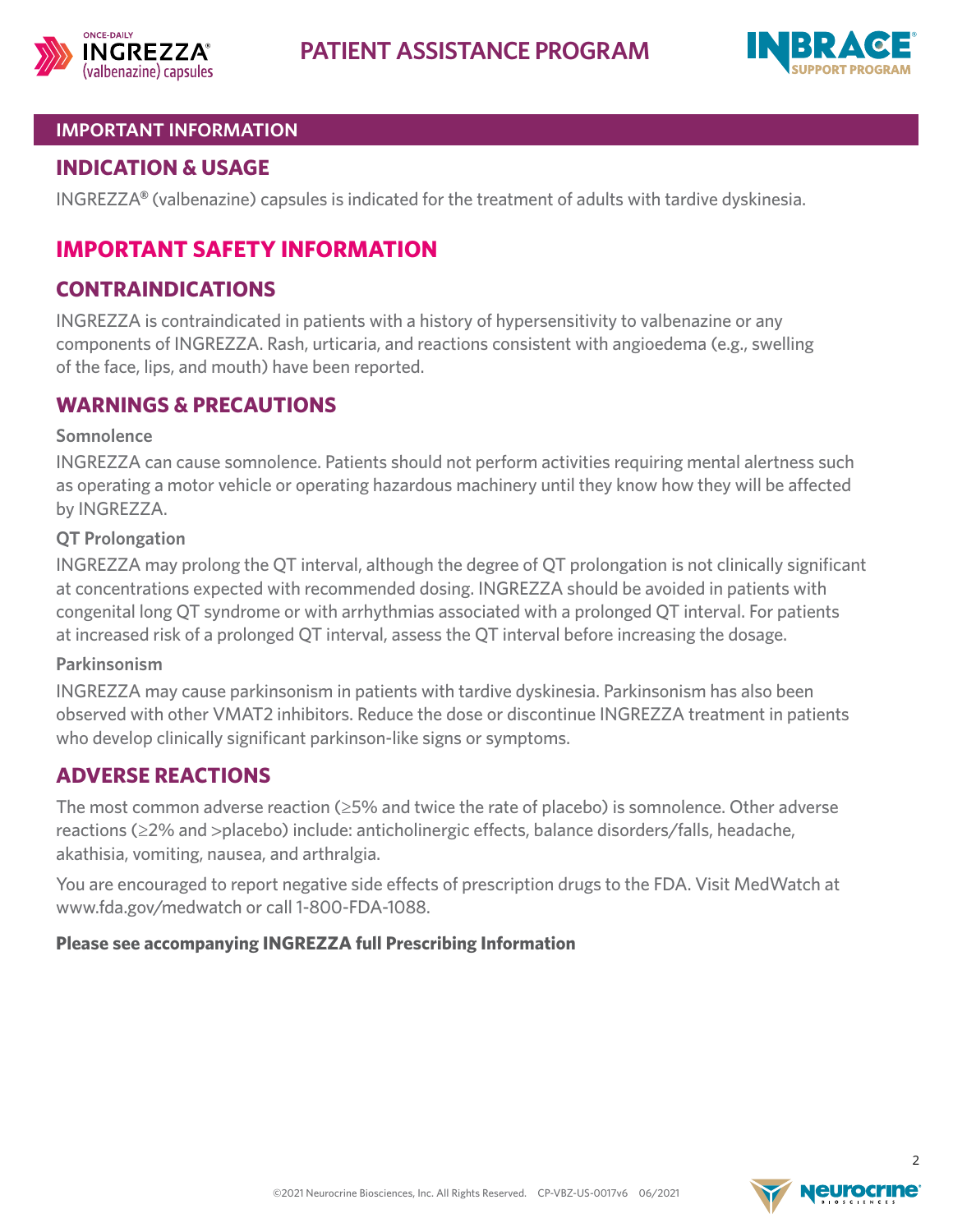# PATIENT ASSISTANCE PROGRAM

## IMPORTANT INFORMATION

### INDICATION & USAGE

INGREZZA® (valbenazine) capsules is indicated for the treatment of adults with tardive dyskinesia.

## IMPORTANT SAFETY INFORMATION

### CONTRAINDICATIONS

INGREZZA is contraindicated in patients with a history of hypersensitivity to valbenazine or any components of INGREZZA. Rash, urticaria, and reactions consistent with angioedema (e.g., swelling of the face, lips, and mouth) have been reported.

### WARNINGS & PRECAUTIONS

**Somnolence**

INGREZZA can cause somnolence. Patients should not perform activities requiring mental alertness such as operating a motor vehicle or operating hazardous machinery until they know how they will be affected by INGREZZA.

**QT Prolongation**

INGREZZA may prolong the QT interval, although the degree of QT prolongation is not clinically significant at concentrations expected with recommended dosing. INGREZZA should be avoided in patients with congenital long QT syndrome or with arrhythmias associated with a prolonged QT interval. For patients at increased risk of a prolonged QT interval, assess the QT interval before increasing the dosage.

**Parkinsonism**

INGREZZA may cause parkinsonism in patients with tardive dyskinesia. Parkinsonism has also been observed with other VMAT2 inhibitors. Reduce the dose or discontinue INGREZZA treatment in patients who develop clinically significant parkinson-like signs or symptoms.

### ADVERSE REACTIONS

The most common adverse reaction (≥5% and twice the rate of placebo) is somnolence. Other adverse reactions (≥2% and >placebo) include: anticholinergic effects, balance disorders/falls, headache, akathisia, vomiting, nausea, and arthralgia.

You are encouraged to report negative side effects of prescription drugs to the FDA. Visit MedWatch at www.fda.gov/medwatch or call 1-800-FDA-1088.

**Please see accompanying INGREZZA full Prescribing Information**

©2021 Neurocrine Biosciences, Inc. All Rights Reserved. CP-VBZ-US-0017v6 06/2021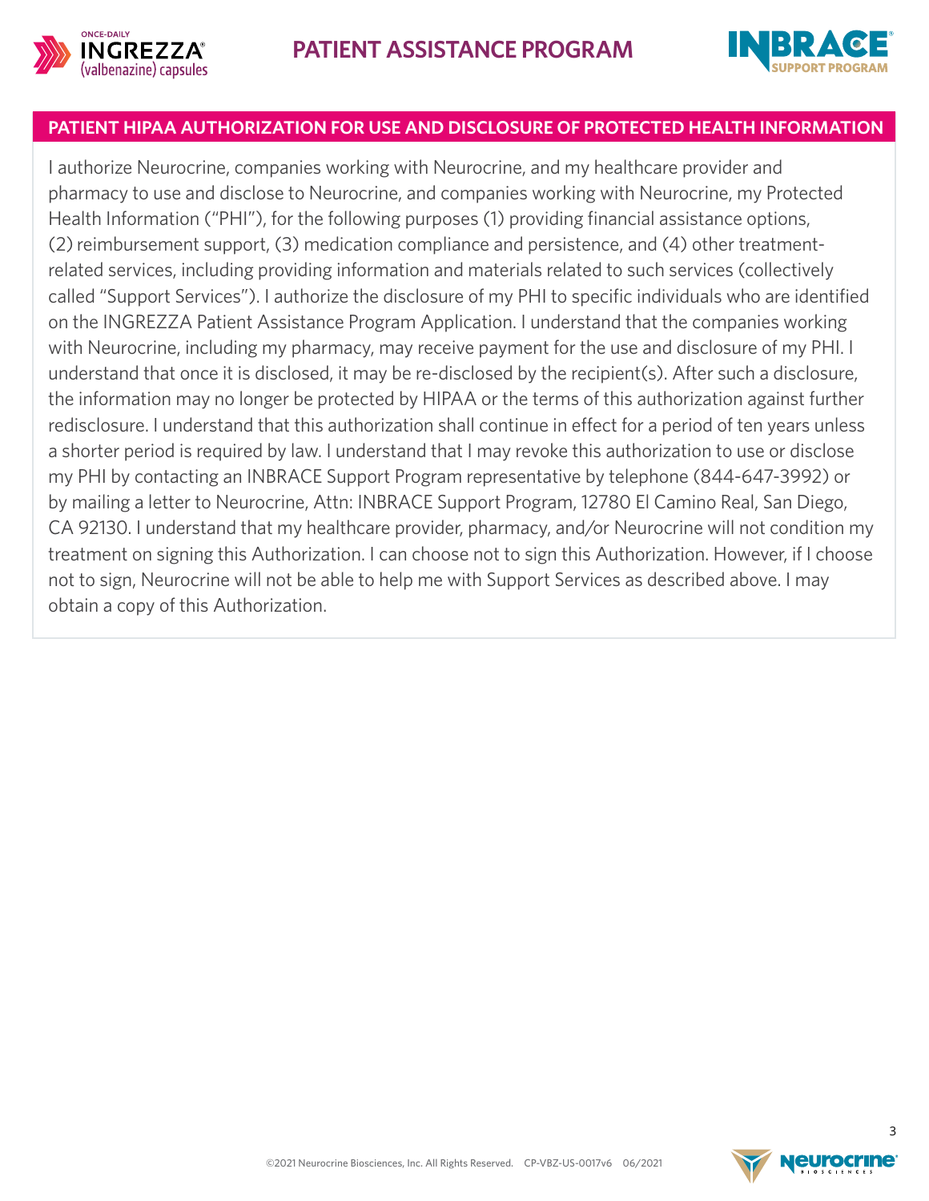# PATIENT ASSISTANCE PROGRAM

## PATIENT HIPAA AUTHORIZATION FOR USE AND DISCLOSURE OF PROTECTED HEALTH INFORMATION

I authorize Neurocrine, companies working with Neurocrine, and my healthcare provider and pharmacy to use and disclose to Neurocrine, and companies working with Neurocrine, my Protected Health Information ("PHI"), for the following purposes (1) providing financial assistance options, (2) reimbursement support, (3) medication compliance and persistence, and (4) other treatment-related services, including providing information and materials related to such services (collectively called "Support Services"). I authorize the disclosure of my PHI to specific individuals who are identified on the INGREZZA Patient Assistance Program Application. I understand that the companies working with Neurocrine, including my pharmacy, may receive payment for the use and disclosure of my PHI. I understand that once it is disclosed, it may be re-disclosed by the recipient(s). After such a disclosure, the information may no longer be protected by HIPAA or the terms of this authorization against further redisclosure. I understand that this authorization shall continue in effect for a period of ten years unless a shorter period is required by law. I understand that I may revoke this authorization to use or disclose my PHI by contacting an INBRACE Support Program representative by telephone (844-647-3992) or by mailing a letter to Neurocrine, Attn: INBRACE Support Program, 12780 El Camino Real, San Diego, CA 92130. I understand that my healthcare provider, pharmacy, and/or Neurocrine will not condition my treatment on signing this Authorization. I can choose not to sign this Authorization. However, if I choose not to sign, Neurocrine will not be able to help me with Support Services as described above. I may obtain a copy of this Authorization.

©2021 Neurocrine Biosciences, Inc. All Rights Reserved. CP-VBZ-US-0017v6 06/2021